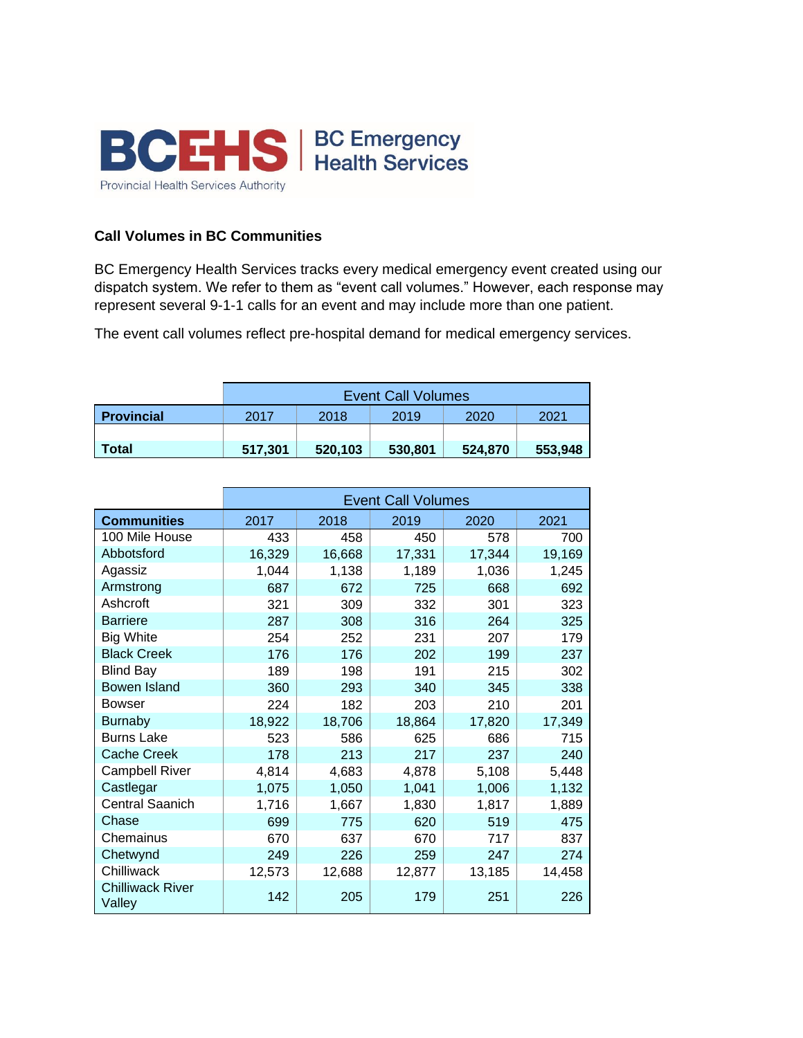BCEHS | BC Emergency Health Services

Provincial Health Services Authority

**Call Volumes in BC Communities**

BC Emergency Health Services tracks every medical emergency event created using our dispatch system. We refer to them as “event call volumes.” However, each response may represent several 9-1-1 calls for an event and may include more than one patient.

The event call volumes reflect pre-hospital demand for medical emergency services.

| | Event Call Volumes | | | | |
|---|---|---|---|---|---|
| **Provincial** | 2017 | 2018 | 2019 | 2020 | 2021 |
| | | | | | |
| **Total** | **517,301** | **520,103** | **530,801** | **524,870** | **553,948** |

| | Event Call Volumes | | | | |
|---|---|---|---|---|---|
| **Communities** | 2017 | 2018 | 2019 | 2020 | 2021 |
| 100 Mile House | 433 | 458 | 450 | 578 | 700 |
| Abbotsford | 16,329 | 16,668 | 17,331 | 17,344 | 19,169 |
| Agassiz | 1,044 | 1,138 | 1,189 | 1,036 | 1,245 |
| Armstrong | 687 | 672 | 725 | 668 | 692 |
| Ashcroft | 321 | 309 | 332 | 301 | 323 |
| Barriere | 287 | 308 | 316 | 264 | 325 |
| Big White | 254 | 252 | 231 | 207 | 179 |
| Black Creek | 176 | 176 | 202 | 199 | 237 |
| Blind Bay | 189 | 198 | 191 | 215 | 302 |
| Bowen Island | 360 | 293 | 340 | 345 | 338 |
| Bowser | 224 | 182 | 203 | 210 | 201 |
| Burnaby | 18,922 | 18,706 | 18,864 | 17,820 | 17,349 |
| Burns Lake | 523 | 586 | 625 | 686 | 715 |
| Cache Creek | 178 | 213 | 217 | 237 | 240 |
| Campbell River | 4,814 | 4,683 | 4,878 | 5,108 | 5,448 |
| Castlegar | 1,075 | 1,050 | 1,041 | 1,006 | 1,132 |
| Central Saanich | 1,716 | 1,667 | 1,830 | 1,817 | 1,889 |
| Chase | 699 | 775 | 620 | 519 | 475 |
| Chemainus | 670 | 637 | 670 | 717 | 837 |
| Chetwynd | 249 | 226 | 259 | 247 | 274 |
| Chilliwack | 12,573 | 12,688 | 12,877 | 13,185 | 14,458 |
| Chilliwack River Valley | 142 | 205 | 179 | 251 | 226 |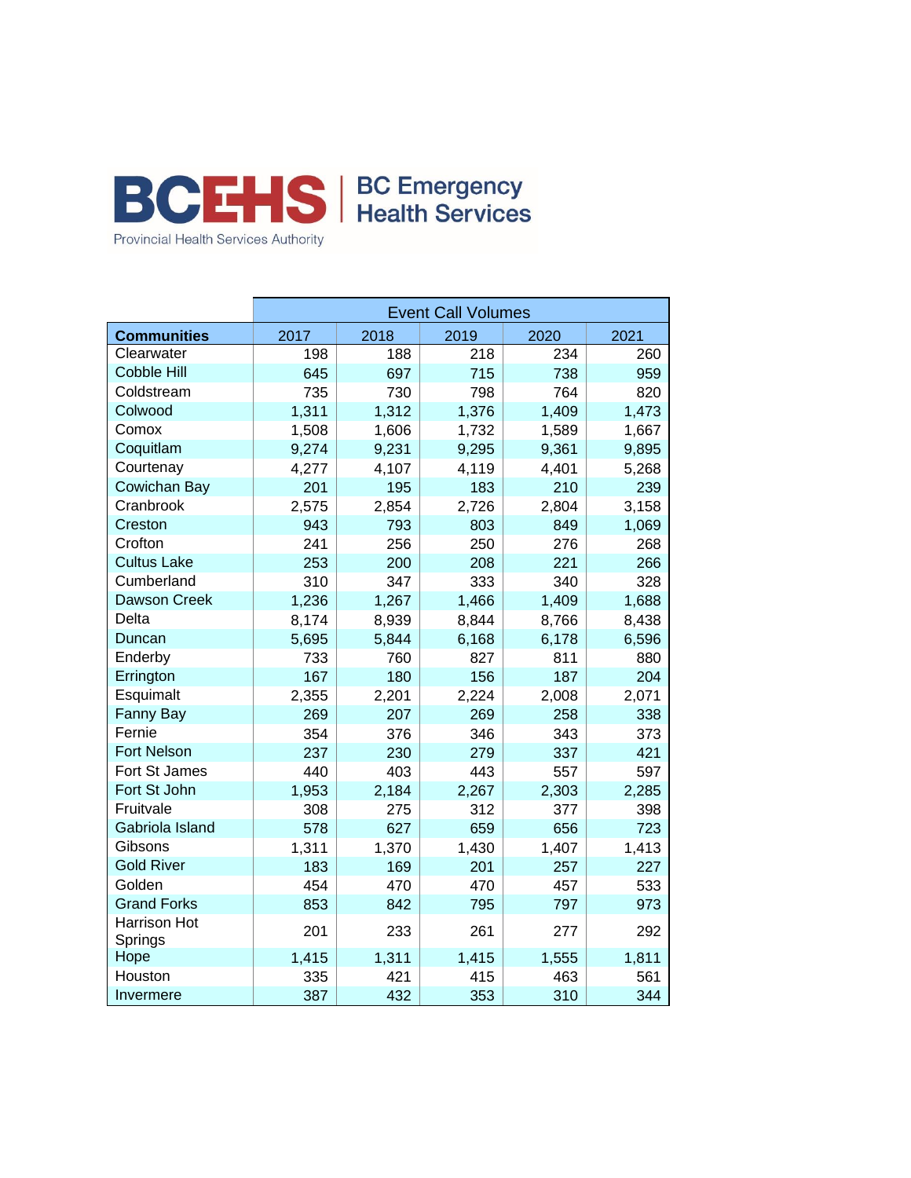BCEHS | BC Emergency Health Services

Provincial Health Services Authority

| | Event Call Volumes | | | | |
|---|---|---|---|---|---|
| **Communities** | 2017 | 2018 | 2019 | 2020 | 2021 |
| Clearwater | 198 | 188 | 218 | 234 | 260 |
| Cobble Hill | 645 | 697 | 715 | 738 | 959 |
| Coldstream | 735 | 730 | 798 | 764 | 820 |
| Colwood | 1,311 | 1,312 | 1,376 | 1,409 | 1,473 |
| Comox | 1,508 | 1,606 | 1,732 | 1,589 | 1,667 |
| Coquitlam | 9,274 | 9,231 | 9,295 | 9,361 | 9,895 |
| Courtenay | 4,277 | 4,107 | 4,119 | 4,401 | 5,268 |
| Cowichan Bay | 201 | 195 | 183 | 210 | 239 |
| Cranbrook | 2,575 | 2,854 | 2,726 | 2,804 | 3,158 |
| Creston | 943 | 793 | 803 | 849 | 1,069 |
| Crofton | 241 | 256 | 250 | 276 | 268 |
| Cultus Lake | 253 | 200 | 208 | 221 | 266 |
| Cumberland | 310 | 347 | 333 | 340 | 328 |
| Dawson Creek | 1,236 | 1,267 | 1,466 | 1,409 | 1,688 |
| Delta | 8,174 | 8,939 | 8,844 | 8,766 | 8,438 |
| Duncan | 5,695 | 5,844 | 6,168 | 6,178 | 6,596 |
| Enderby | 733 | 760 | 827 | 811 | 880 |
| Errington | 167 | 180 | 156 | 187 | 204 |
| Esquimalt | 2,355 | 2,201 | 2,224 | 2,008 | 2,071 |
| Fanny Bay | 269 | 207 | 269 | 258 | 338 |
| Fernie | 354 | 376 | 346 | 343 | 373 |
| Fort Nelson | 237 | 230 | 279 | 337 | 421 |
| Fort St James | 440 | 403 | 443 | 557 | 597 |
| Fort St John | 1,953 | 2,184 | 2,267 | 2,303 | 2,285 |
| Fruitvale | 308 | 275 | 312 | 377 | 398 |
| Gabriola Island | 578 | 627 | 659 | 656 | 723 |
| Gibsons | 1,311 | 1,370 | 1,430 | 1,407 | 1,413 |
| Gold River | 183 | 169 | 201 | 257 | 227 |
| Golden | 454 | 470 | 470 | 457 | 533 |
| Grand Forks | 853 | 842 | 795 | 797 | 973 |
| Harrison Hot Springs | 201 | 233 | 261 | 277 | 292 |
| Hope | 1,415 | 1,311 | 1,415 | 1,555 | 1,811 |
| Houston | 335 | 421 | 415 | 463 | 561 |
| Invermere | 387 | 432 | 353 | 310 | 344 |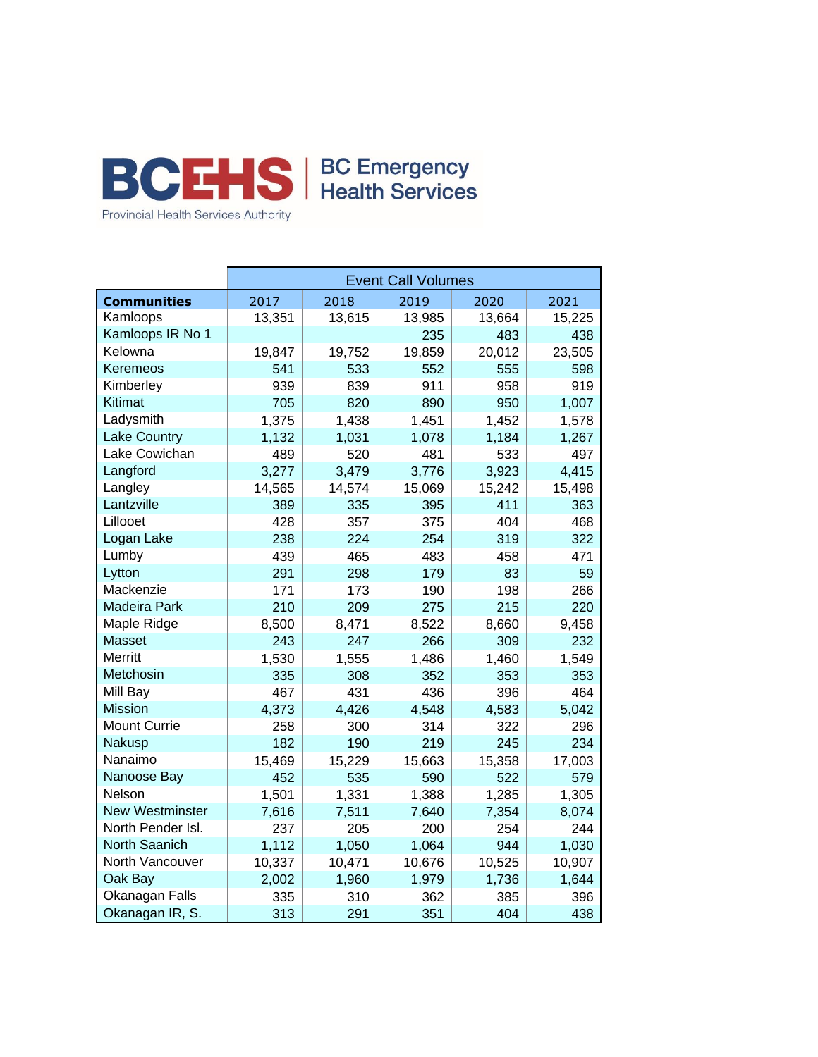BCEHS | BC Emergency Health Services

Provincial Health Services Authority

| | Event Call Volumes | | | | |
|---|---|---|---|---|---|
| **Communities** | 2017 | 2018 | 2019 | 2020 | 2021 |
| Kamloops | 13,351 | 13,615 | 13,985 | 13,664 | 15,225 |
| Kamloops IR No 1 | | | 235 | 483 | 438 |
| Kelowna | 19,847 | 19,752 | 19,859 | 20,012 | 23,505 |
| Keremeos | 541 | 533 | 552 | 555 | 598 |
| Kimberley | 939 | 839 | 911 | 958 | 919 |
| Kitimat | 705 | 820 | 890 | 950 | 1,007 |
| Ladysmith | 1,375 | 1,438 | 1,451 | 1,452 | 1,578 |
| Lake Country | 1,132 | 1,031 | 1,078 | 1,184 | 1,267 |
| Lake Cowichan | 489 | 520 | 481 | 533 | 497 |
| Langford | 3,277 | 3,479 | 3,776 | 3,923 | 4,415 |
| Langley | 14,565 | 14,574 | 15,069 | 15,242 | 15,498 |
| Lantzville | 389 | 335 | 395 | 411 | 363 |
| Lillooet | 428 | 357 | 375 | 404 | 468 |
| Logan Lake | 238 | 224 | 254 | 319 | 322 |
| Lumby | 439 | 465 | 483 | 458 | 471 |
| Lytton | 291 | 298 | 179 | 83 | 59 |
| Mackenzie | 171 | 173 | 190 | 198 | 266 |
| Madeira Park | 210 | 209 | 275 | 215 | 220 |
| Maple Ridge | 8,500 | 8,471 | 8,522 | 8,660 | 9,458 |
| Masset | 243 | 247 | 266 | 309 | 232 |
| Merritt | 1,530 | 1,555 | 1,486 | 1,460 | 1,549 |
| Metchosin | 335 | 308 | 352 | 353 | 353 |
| Mill Bay | 467 | 431 | 436 | 396 | 464 |
| Mission | 4,373 | 4,426 | 4,548 | 4,583 | 5,042 |
| Mount Currie | 258 | 300 | 314 | 322 | 296 |
| Nakusp | 182 | 190 | 219 | 245 | 234 |
| Nanaimo | 15,469 | 15,229 | 15,663 | 15,358 | 17,003 |
| Nanoose Bay | 452 | 535 | 590 | 522 | 579 |
| Nelson | 1,501 | 1,331 | 1,388 | 1,285 | 1,305 |
| New Westminster | 7,616 | 7,511 | 7,640 | 7,354 | 8,074 |
| North Pender Isl. | 237 | 205 | 200 | 254 | 244 |
| North Saanich | 1,112 | 1,050 | 1,064 | 944 | 1,030 |
| North Vancouver | 10,337 | 10,471 | 10,676 | 10,525 | 10,907 |
| Oak Bay | 2,002 | 1,960 | 1,979 | 1,736 | 1,644 |
| Okanagan Falls | 335 | 310 | 362 | 385 | 396 |
| Okanagan IR, S. | 313 | 291 | 351 | 404 | 438 |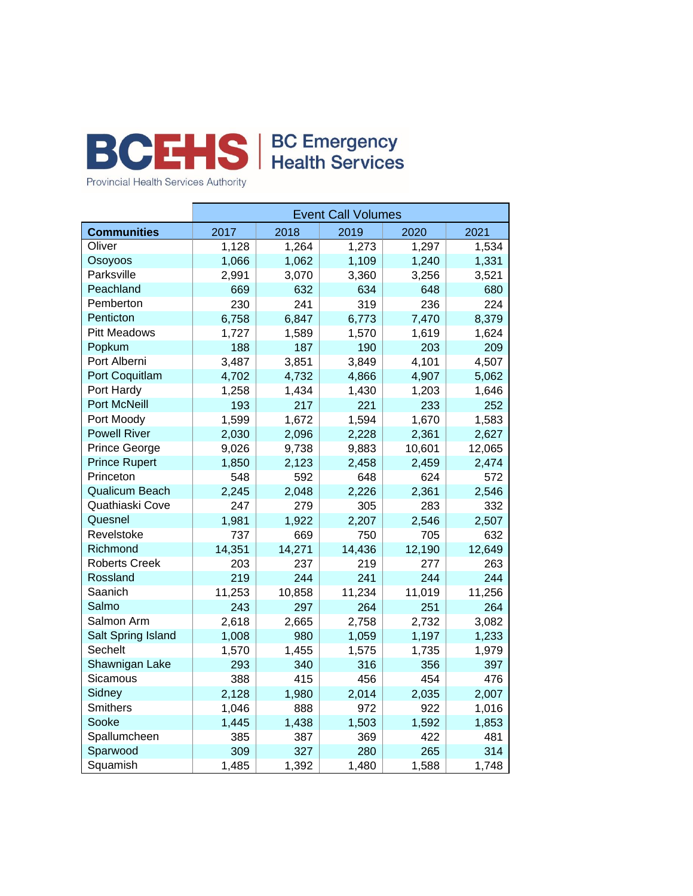**BCEHS | BC Emergency Health Services**

Provincial Health Services Authority

| | Event Call Volumes | | | | |
|---|---|---|---|---|---|
| **Communities** | 2017 | 2018 | 2019 | 2020 | 2021 |
| Oliver | 1,128 | 1,264 | 1,273 | 1,297 | 1,534 |
| Osoyoos | 1,066 | 1,062 | 1,109 | 1,240 | 1,331 |
| Parksville | 2,991 | 3,070 | 3,360 | 3,256 | 3,521 |
| Peachland | 669 | 632 | 634 | 648 | 680 |
| Pemberton | 230 | 241 | 319 | 236 | 224 |
| Penticton | 6,758 | 6,847 | 6,773 | 7,470 | 8,379 |
| Pitt Meadows | 1,727 | 1,589 | 1,570 | 1,619 | 1,624 |
| Popkum | 188 | 187 | 190 | 203 | 209 |
| Port Alberni | 3,487 | 3,851 | 3,849 | 4,101 | 4,507 |
| Port Coquitlam | 4,702 | 4,732 | 4,866 | 4,907 | 5,062 |
| Port Hardy | 1,258 | 1,434 | 1,430 | 1,203 | 1,646 |
| Port McNeill | 193 | 217 | 221 | 233 | 252 |
| Port Moody | 1,599 | 1,672 | 1,594 | 1,670 | 1,583 |
| Powell River | 2,030 | 2,096 | 2,228 | 2,361 | 2,627 |
| Prince George | 9,026 | 9,738 | 9,883 | 10,601 | 12,065 |
| Prince Rupert | 1,850 | 2,123 | 2,458 | 2,459 | 2,474 |
| Princeton | 548 | 592 | 648 | 624 | 572 |
| Qualicum Beach | 2,245 | 2,048 | 2,226 | 2,361 | 2,546 |
| Quathiaski Cove | 247 | 279 | 305 | 283 | 332 |
| Quesnel | 1,981 | 1,922 | 2,207 | 2,546 | 2,507 |
| Revelstoke | 737 | 669 | 750 | 705 | 632 |
| Richmond | 14,351 | 14,271 | 14,436 | 12,190 | 12,649 |
| Roberts Creek | 203 | 237 | 219 | 277 | 263 |
| Rossland | 219 | 244 | 241 | 244 | 244 |
| Saanich | 11,253 | 10,858 | 11,234 | 11,019 | 11,256 |
| Salmo | 243 | 297 | 264 | 251 | 264 |
| Salmon Arm | 2,618 | 2,665 | 2,758 | 2,732 | 3,082 |
| Salt Spring Island | 1,008 | 980 | 1,059 | 1,197 | 1,233 |
| Sechelt | 1,570 | 1,455 | 1,575 | 1,735 | 1,979 |
| Shawnigan Lake | 293 | 340 | 316 | 356 | 397 |
| Sicamous | 388 | 415 | 456 | 454 | 476 |
| Sidney | 2,128 | 1,980 | 2,014 | 2,035 | 2,007 |
| Smithers | 1,046 | 888 | 972 | 922 | 1,016 |
| Sooke | 1,445 | 1,438 | 1,503 | 1,592 | 1,853 |
| Spallumcheen | 385 | 387 | 369 | 422 | 481 |
| Sparwood | 309 | 327 | 280 | 265 | 314 |
| Squamish | 1,485 | 1,392 | 1,480 | 1,588 | 1,748 |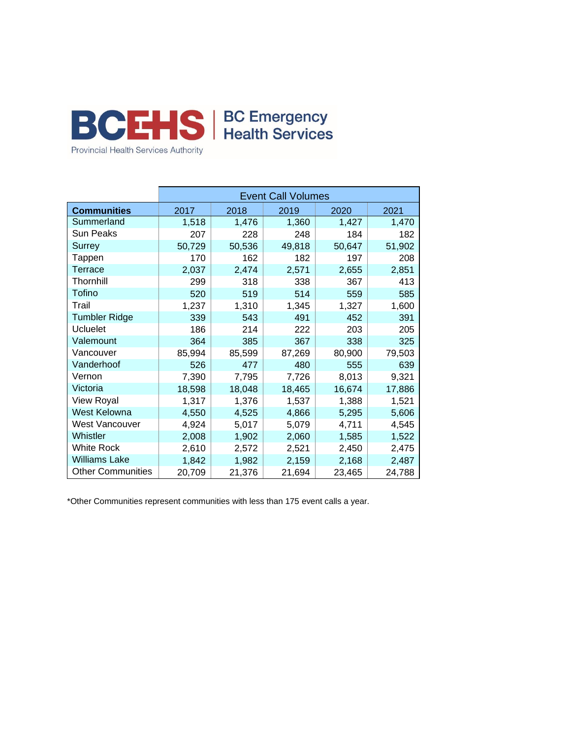BCEHS | BC Emergency Health Services

Provincial Health Services Authority

| | Event Call Volumes | | | | |
|---|---|---|---|---|---|
| **Communities** | 2017 | 2018 | 2019 | 2020 | 2021 |
| Summerland | 1,518 | 1,476 | 1,360 | 1,427 | 1,470 |
| Sun Peaks | 207 | 228 | 248 | 184 | 182 |
| Surrey | 50,729 | 50,536 | 49,818 | 50,647 | 51,902 |
| Tappen | 170 | 162 | 182 | 197 | 208 |
| Terrace | 2,037 | 2,474 | 2,571 | 2,655 | 2,851 |
| Thornhill | 299 | 318 | 338 | 367 | 413 |
| Tofino | 520 | 519 | 514 | 559 | 585 |
| Trail | 1,237 | 1,310 | 1,345 | 1,327 | 1,600 |
| Tumbler Ridge | 339 | 543 | 491 | 452 | 391 |
| Ucluelet | 186 | 214 | 222 | 203 | 205 |
| Valemount | 364 | 385 | 367 | 338 | 325 |
| Vancouver | 85,994 | 85,599 | 87,269 | 80,900 | 79,503 |
| Vanderhoof | 526 | 477 | 480 | 555 | 639 |
| Vernon | 7,390 | 7,795 | 7,726 | 8,013 | 9,321 |
| Victoria | 18,598 | 18,048 | 18,465 | 16,674 | 17,886 |
| View Royal | 1,317 | 1,376 | 1,537 | 1,388 | 1,521 |
| West Kelowna | 4,550 | 4,525 | 4,866 | 5,295 | 5,606 |
| West Vancouver | 4,924 | 5,017 | 5,079 | 4,711 | 4,545 |
| Whistler | 2,008 | 1,902 | 2,060 | 1,585 | 1,522 |
| White Rock | 2,610 | 2,572 | 2,521 | 2,450 | 2,475 |
| Williams Lake | 1,842 | 1,982 | 2,159 | 2,168 | 2,487 |
| Other Communities | 20,709 | 21,376 | 21,694 | 23,465 | 24,788 |

*Other Communities represent communities with less than 175 event calls a year.